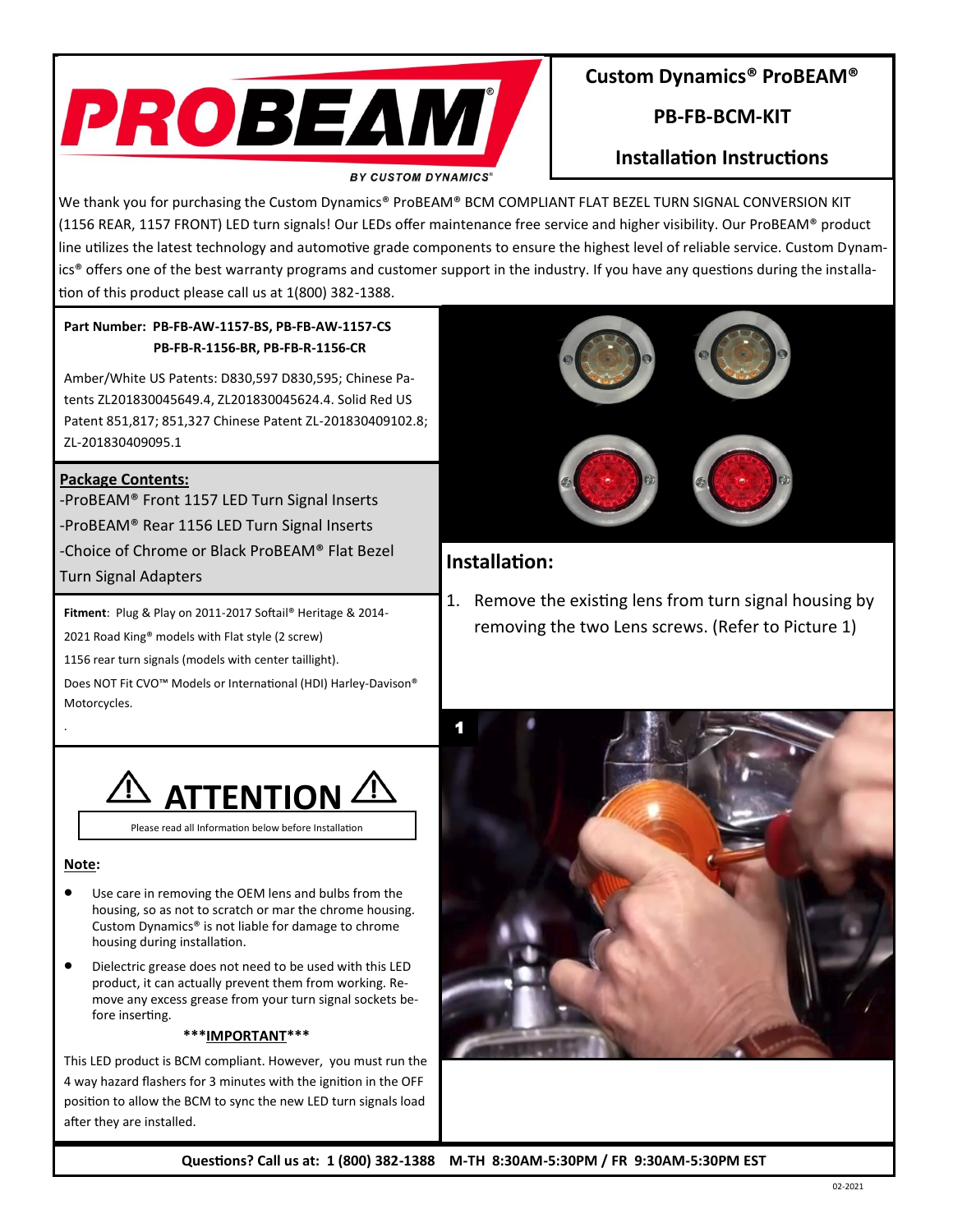# Custom Dynamics® ProBEAM®

## PB-FB-BCM-KIT

## Installation Instructions

We thank you for purchasing the Custom Dynamics® ProBEAM® BCM COMPLIANT FLAT BEZEL TURN SIGNAL CONVERSION KIT (1156 REAR, 1157 FRONT) LED turn signals! Our LEDs offer maintenance free service and higher visibility. Our ProBEAM® product line utilizes the latest technology and automotive grade components to ensure the highest level of reliable service. Custom Dynamics® offers one of the best warranty programs and customer support in the industry. If you have any questions during the installation of this product please call us at 1(800) 382-1388.

**Part Number: PB-FB-AW-1157-BS, PB-FB-AW-1157-CS**
**PB-FB-R-1156-BR, PB-FB-R-1156-CR**

Amber/White US Patents: D830,597 D830,595; Chinese Patents ZL201830045649.4, ZL201830045624.4. Solid Red US Patent 851,817; 851,327 Chinese Patent ZL-201830409102.8; ZL-201830409095.1

**Package Contents:**

- ProBEAM® Front 1157 LED Turn Signal Inserts
- ProBEAM® Rear 1156 LED Turn Signal Inserts
- Choice of Chrome or Black ProBEAM® Flat Bezel Turn Signal Adapters

**Fitment**: Plug & Play on 2011-2017 Softail® Heritage & 2014-2021 Road King® models with Flat style (2 screw) 1156 rear turn signals (models with center taillight).

Does NOT Fit CVO™ Models or International (HDI) Harley-Davison® Motorcycles.

## ⚠ ATTENTION ⚠

Please read all Information below before Installation

**Note:**

- Use care in removing the OEM lens and bulbs from the housing, so as not to scratch or mar the chrome housing. Custom Dynamics® is not liable for damage to chrome housing during installation.
- Dielectric grease does not need to be used with this LED product, it can actually prevent them from working. Remove any excess grease from your turn signal sockets before inserting.

**\*\*\*IMPORTANT\*\*\***

This LED product is BCM compliant. However, you must run the 4 way hazard flashers for 3 minutes with the ignition in the OFF position to allow the BCM to sync the new LED turn signals load after they are installed.

## Installation:

1. Remove the existing lens from turn signal housing by removing the two Lens screws. (Refer to Picture 1)

**Questions? Call us at: 1 (800) 382-1388 M-TH 8:30AM-5:30PM / FR 9:30AM-5:30PM EST**

02-2021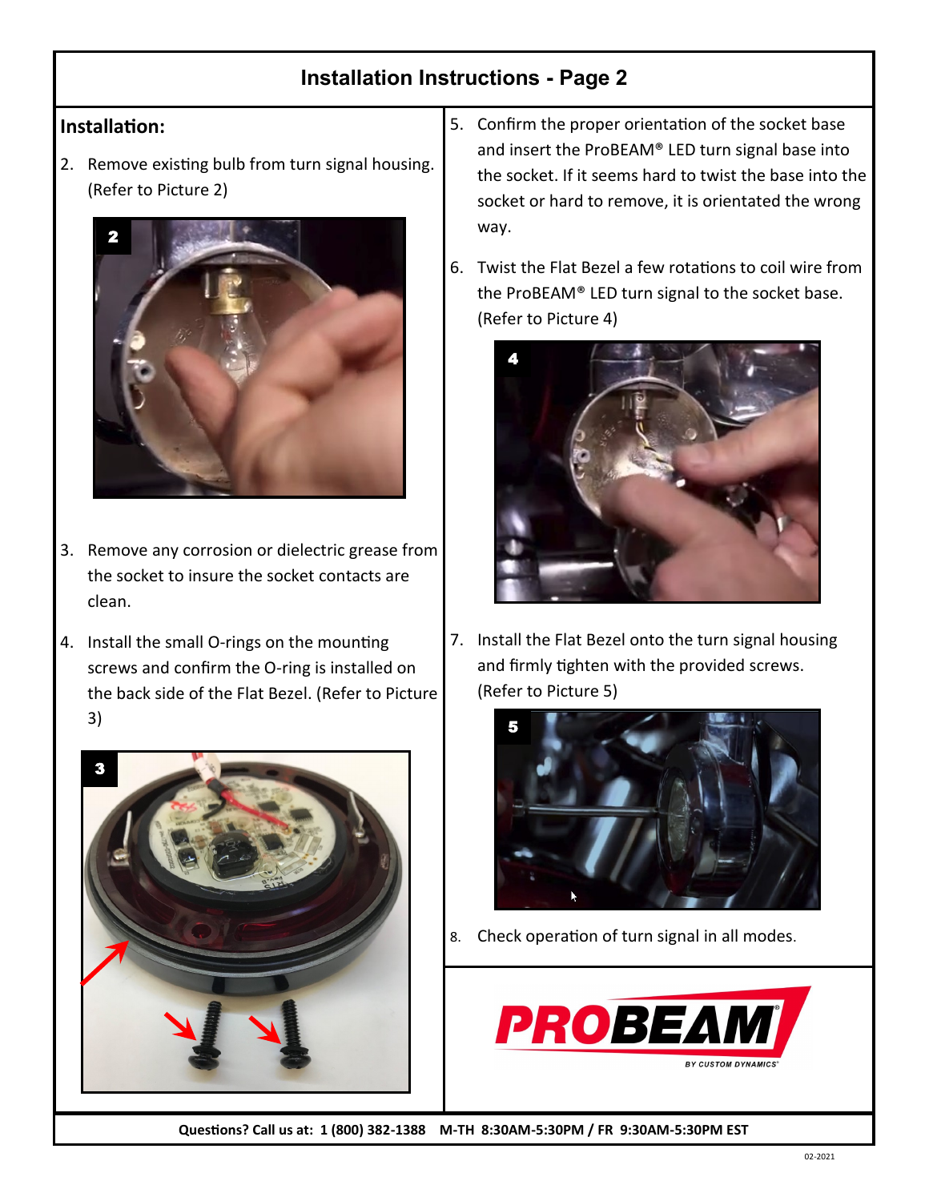# Installation Instructions - Page 2

## Installation:

2. Remove existing bulb from turn signal housing. (Refer to Picture 2)

3. Remove any corrosion or dielectric grease from the socket to insure the socket contacts are clean.

4. Install the small O-rings on the mounting screws and confirm the O-ring is installed on the back side of the Flat Bezel. (Refer to Picture 3)

5. Confirm the proper orientation of the socket base and insert the ProBEAM® LED turn signal base into the socket. If it seems hard to twist the base into the socket or hard to remove, it is orientated the wrong way.

6. Twist the Flat Bezel a few rotations to coil wire from the ProBEAM® LED turn signal to the socket base. (Refer to Picture 4)

7. Install the Flat Bezel onto the turn signal housing and firmly tighten with the provided screws. (Refer to Picture 5)

8. Check operation of turn signal in all modes.

PROBEAM® BY CUSTOM DYNAMICS®

**Questions? Call us at: 1 (800) 382-1388 M-TH 8:30AM-5:30PM / FR 9:30AM-5:30PM EST**

02-2021